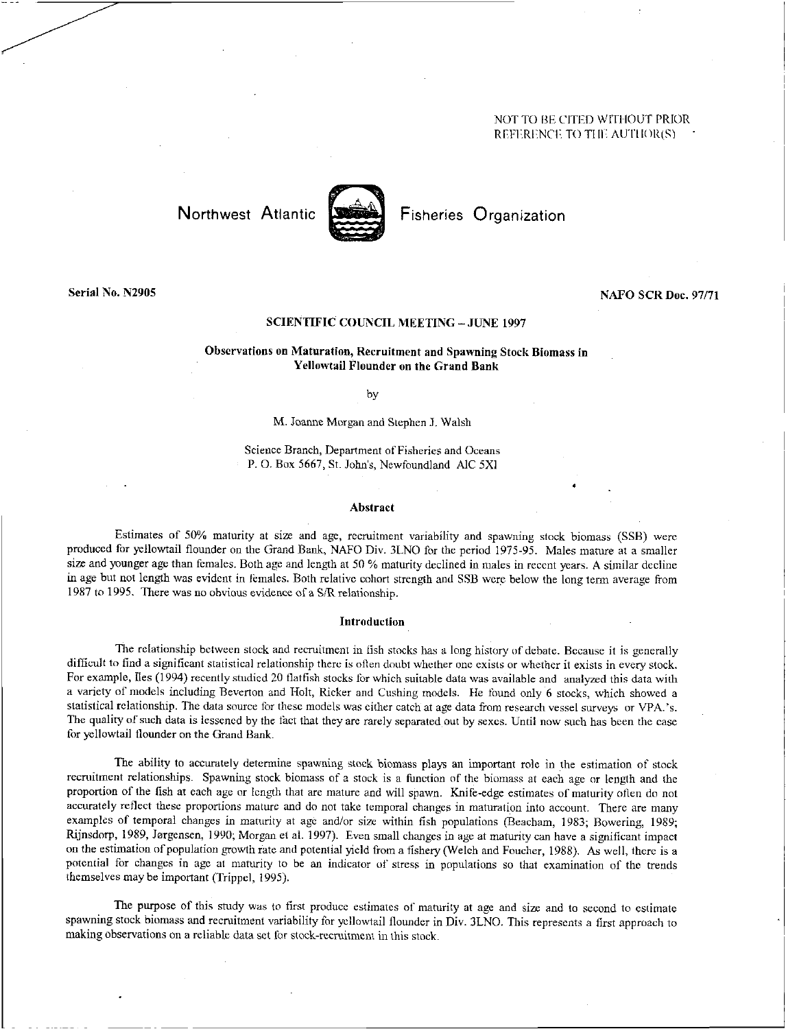NOT TO BE CITED WITHOUT PRIOR REFERENCE TO THE AUTHOR(S)

Northwest Atlantic Fisheries Organization

Serial No. N2905

NAFO SCR Doc. 97/71

**SCIENTIFIC COUNCIL MEETING – JUNE 1997**

# Observations on Maturation, Recruitment and Spawning Stock Biomass in Yellowtail Flounder on the Grand Bank

by

M. Joanne Morgan and Stephen J. Walsh

Science Branch, Department of Fisheries and Oceans
P. O. Box 5667, St. John's, Newfoundland A1C 5X1

## Abstract

Estimates of 50% maturity at size and age, recruitment variability and spawning stock biomass (SSB) were produced for yellowtail flounder on the Grand Bank, NAFO Div. 3LNO for the period 1975-95. Males mature at a smaller size and younger age than females. Both age and length at 50 % maturity declined in males in recent years. A similar decline in age but not length was evident in females. Both relative cohort strength and SSB were below the long term average from 1987 to 1995. There was no obvious evidence of a S/R relationship.

## Introduction

The relationship between stock and recruitment in fish stocks has a long history of debate. Because it is generally difficult to find a significant statistical relationship there is often doubt whether one exists or whether it exists in every stock. For example, Iles (1994) recently studied 20 flatfish stocks for which suitable data was available and analyzed this data with a variety of models including Beverton and Holt, Ricker and Cushing models. He found only 6 stocks, which showed a statistical relationship. The data source for these models was either catch at age data from research vessel surveys or VPA.'s. The quality of such data is lessened by the fact that they are rarely separated out by sexes. Until now such has been the case for yellowtail flounder on the Grand Bank.

The ability to accurately determine spawning stock biomass plays an important role in the estimation of stock recruitment relationships. Spawning stock biomass of a stock is a function of the biomass at each age or length and the proportion of the fish at each age or length that are mature and will spawn. Knife-edge estimates of maturity often do not accurately reflect these proportions mature and do not take temporal changes in maturation into account. There are many examples of temporal changes in maturity at age and/or size within fish populations (Beacham, 1983; Bowering, 1989; Rijnsdorp, 1989, Jørgensen, 1990; Morgan et al. 1997). Even small changes in age at maturity can have a significant impact on the estimation of population growth rate and potential yield from a fishery (Welch and Foucher, 1988). As well, there is a potential for changes in age at maturity to be an indicator of stress in populations so that examination of the trends themselves may be important (Trippel, 1995).

The purpose of this study was to first produce estimates of maturity at age and size and to second to estimate spawning stock biomass and recruitment variability for yellowtail flounder in Div. 3LNO. This represents a first approach to making observations on a reliable data set for stock-recruitment in this stock.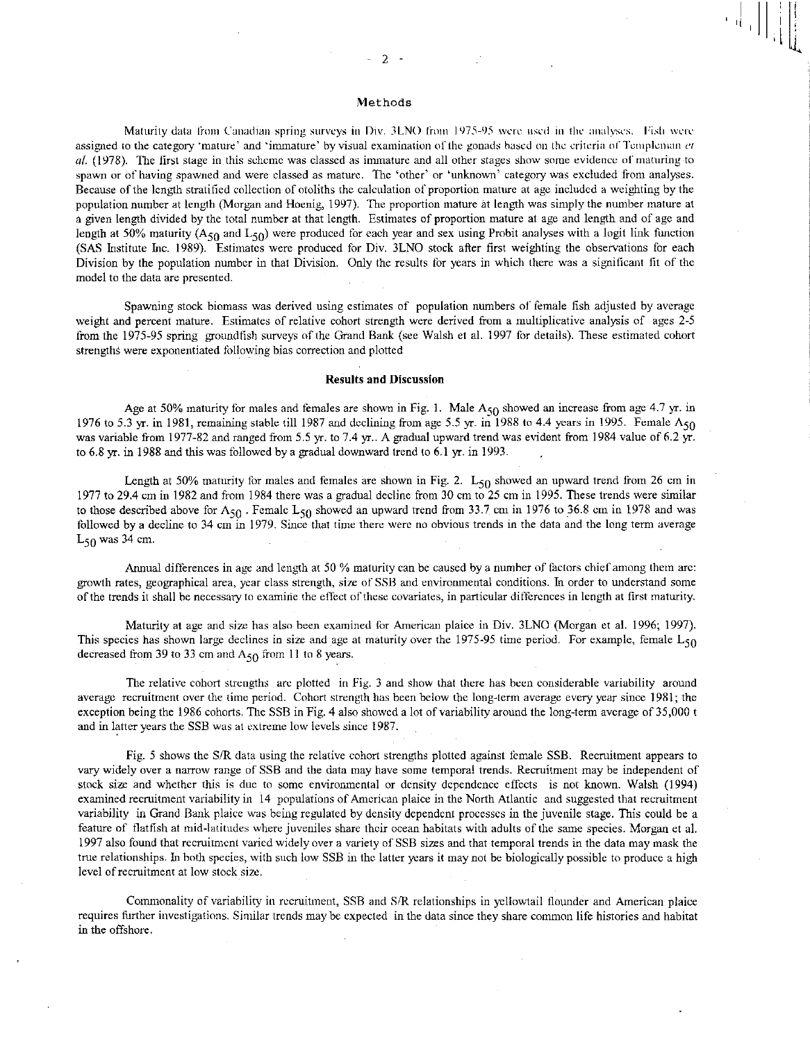## Methods

Maturity data from Canadian spring surveys in Div. 3LNO from 1975-95 were used in the analyses. Fish were assigned to the category 'mature' and 'immature' by visual examination of the gonads based on the criteria of Templeman *et al.* (1978). The first stage in this scheme was classed as immature and all other stages show some evidence of maturing to spawn or of having spawned and were classed as mature. The 'other' or 'unknown' category was excluded from analyses. Because of the length stratified collection of otoliths the calculation of proportion mature at age included a weighting by the population number at length (Morgan and Hoenig, 1997). The proportion mature at length was simply the number mature at a given length divided by the total number at that length. Estimates of proportion mature at age and length and of age and length at 50% maturity ($A_{50}$ and $L_{50}$) were produced for each year and sex using Probit analyses with a logit link function (SAS Institute Inc. 1989). Estimates were produced for Div. 3LNO stock after first weighting the observations for each Division by the population number in that Division. Only the results for years in which there was a significant fit of the model to the data are presented.

Spawning stock biomass was derived using estimates of population numbers of female fish adjusted by average weight and percent mature. Estimates of relative cohort strength were derived from a multiplicative analysis of ages 2-5 from the 1975-95 spring groundfish surveys of the Grand Bank (see Walsh et al. 1997 for details). These estimated cohort strengths were exponentiated following bias correction and plotted

## Results and Discussion

Age at 50% maturity for males and females are shown in Fig. 1. Male $A_{50}$ showed an increase from age 4.7 yr. in 1976 to 5.3 yr. in 1981, remaining stable till 1987 and declining from age 5.5 yr. in 1988 to 4.4 years in 1995. Female $A_{50}$ was variable from 1977-82 and ranged from 5.5 yr. to 7.4 yr.. A gradual upward trend was evident from 1984 value of 6.2 yr. to 6.8 yr. in 1988 and this was followed by a gradual downward trend to 6.1 yr. in 1993.

Length at 50% maturity for males and females are shown in Fig. 2. $L_{50}$ showed an upward trend from 26 cm in 1977 to 29.4 cm in 1982 and from 1984 there was a gradual decline from 30 cm to 25 cm in 1995. These trends were similar to those described above for $A_{50}$ . Female $L_{50}$ showed an upward trend from 33.7 cm in 1976 to 36.8 cm in 1978 and was followed by a decline to 34 cm in 1979. Since that time there were no obvious trends in the data and the long term average $L_{50}$ was 34 cm.

Annual differences in age and length at 50 % maturity can be caused by a number of factors chief among them are: growth rates, geographical area, year class strength, size of SSB and environmental conditions. In order to understand some of the trends it shall be necessary to examine the effect of these covariates, in particular differences in length at first maturity.

Maturity at age and size has also been examined for American plaice in Div. 3LNO (Morgan et al. 1996; 1997). This species has shown large declines in size and age at maturity over the 1975-95 time period. For example, female $L_{50}$ decreased from 39 to 33 cm and $A_{50}$ from 11 to 8 years.

The relative cohort strengths are plotted in Fig. 3 and show that there has been considerable variability around average recruitment over the time period. Cohort strength has been below the long-term average every year since 1981; the exception being the 1986 cohorts. The SSB in Fig. 4 also showed a lot of variability around the long-term average of 35,000 t and in latter years the SSB was at extreme low levels since 1987.

Fig. 5 shows the S/R data using the relative cohort strengths plotted against female SSB. Recruitment appears to vary widely over a narrow range of SSB and the data may have some temporal trends. Recruitment may be independent of stock size and whether this is due to some environmental or density dependence effects is not known. Walsh (1994) examined recruitment variability in 14 populations of American plaice in the North Atlantic and suggested that recruitment variability in Grand Bank plaice was being regulated by density dependent processes in the juvenile stage. This could be a feature of flatfish at mid-latitudes where juveniles share their ocean habitats with adults of the same species. Morgan et al. 1997 also found that recruitment varied widely over a variety of SSB sizes and that temporal trends in the data may mask the true relationships. In both species, with such low SSB in the latter years it may not be biologically possible to produce a high level of recruitment at low stock size.

Commonality of variability in recruitment, SSB and S/R relationships in yellowtail flounder and American plaice requires further investigations. Similar trends may be expected in the data since they share common life histories and habitat in the offshore.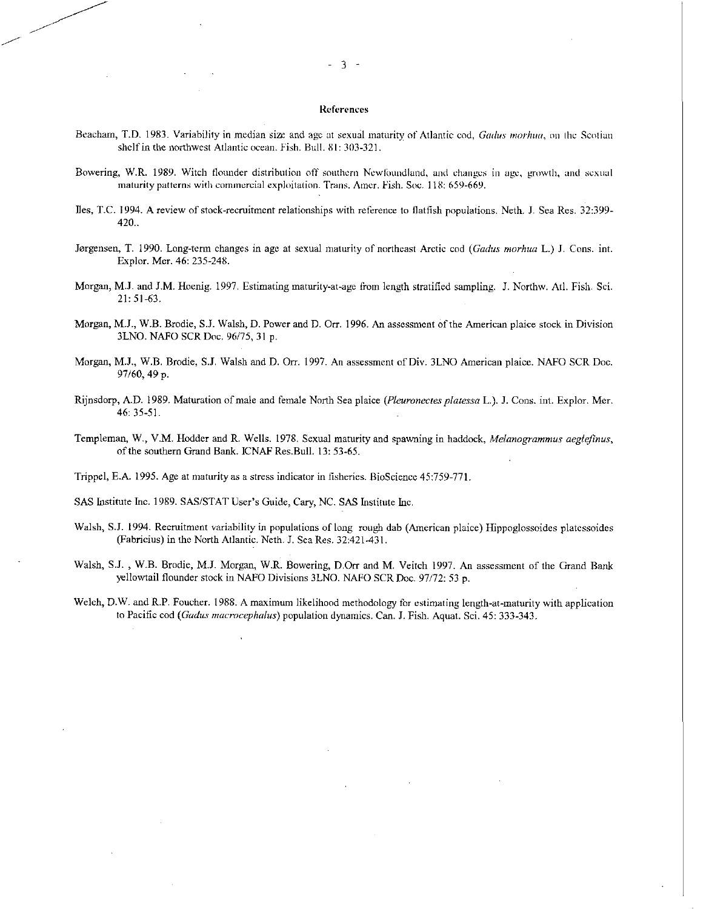## References

Beacham, T.D. 1983. Variability in median size and age at sexual maturity of Atlantic cod, *Gadus morhua*, on the Scotian shelf in the northwest Atlantic ocean. Fish. Bull. 81: 303-321.

Bowering, W.R. 1989. Witch flounder distribution off southern Newfoundland, and changes in age, growth, and sexual maturity patterns with commercial exploitation. Trans. Amer. Fish. Soc. 118: 659-669.

Iles, T.C. 1994. A review of stock-recruitment relationships with reference to flatfish populations. Neth. J. Sea Res. 32:399-420..

Jørgensen, T. 1990. Long-term changes in age at sexual maturity of northeast Arctic cod (*Gadus morhua* L.) J. Cons. int. Explor. Mer. 46: 235-248.

Morgan, M.J. and J.M. Hoenig. 1997. Estimating maturity-at-age from length stratified sampling. J. Northw. Atl. Fish. Sci. 21: 51-63.

Morgan, M.J., W.B. Brodie, S.J. Walsh, D. Power and D. Orr. 1996. An assessment of the American plaice stock in Division 3LNO. NAFO SCR Doc. 96/75, 31 p.

Morgan, M.J., W.B. Brodie, S.J. Walsh and D. Orr. 1997. An assessment of Div. 3LNO American plaice. NAFO SCR Doc. 97/60, 49 p.

Rijnsdorp, A.D. 1989. Maturation of male and female North Sea plaice (*Pleuronectes platessa* L.). J. Cons. int. Explor. Mer. 46: 35-51.

Templeman, W., V.M. Hodder and R. Wells. 1978. Sexual maturity and spawning in haddock, *Melanogrammus aeglefinus*, of the southern Grand Bank. ICNAF Res.Bull. 13: 53-65.

Trippel, E.A. 1995. Age at maturity as a stress indicator in fisheries. BioScience 45:759-771.

SAS Institute Inc. 1989. SAS/STAT User's Guide, Cary, NC. SAS Institute Inc.

Walsh, S.J. 1994. Recruitment variability in populations of long rough dab (American plaice) Hippoglossoides platessoides (Fabricius) in the North Atlantic. Neth. J. Sea Res. 32:421-431.

Walsh, S.J. , W.B. Brodie, M.J. Morgan, W.R. Bowering, D.Orr and M. Veitch 1997. An assessment of the Grand Bank yellowtail flounder stock in NAFO Divisions 3LNO. NAFO SCR Doc. 97/72: 53 p.

Welch, D.W. and R.P. Foucher. 1988. A maximum likelihood methodology for estimating length-at-maturity with application to Pacific cod (*Gadus macrocephalus*) population dynamics. Can. J. Fish. Aquat. Sci. 45: 333-343.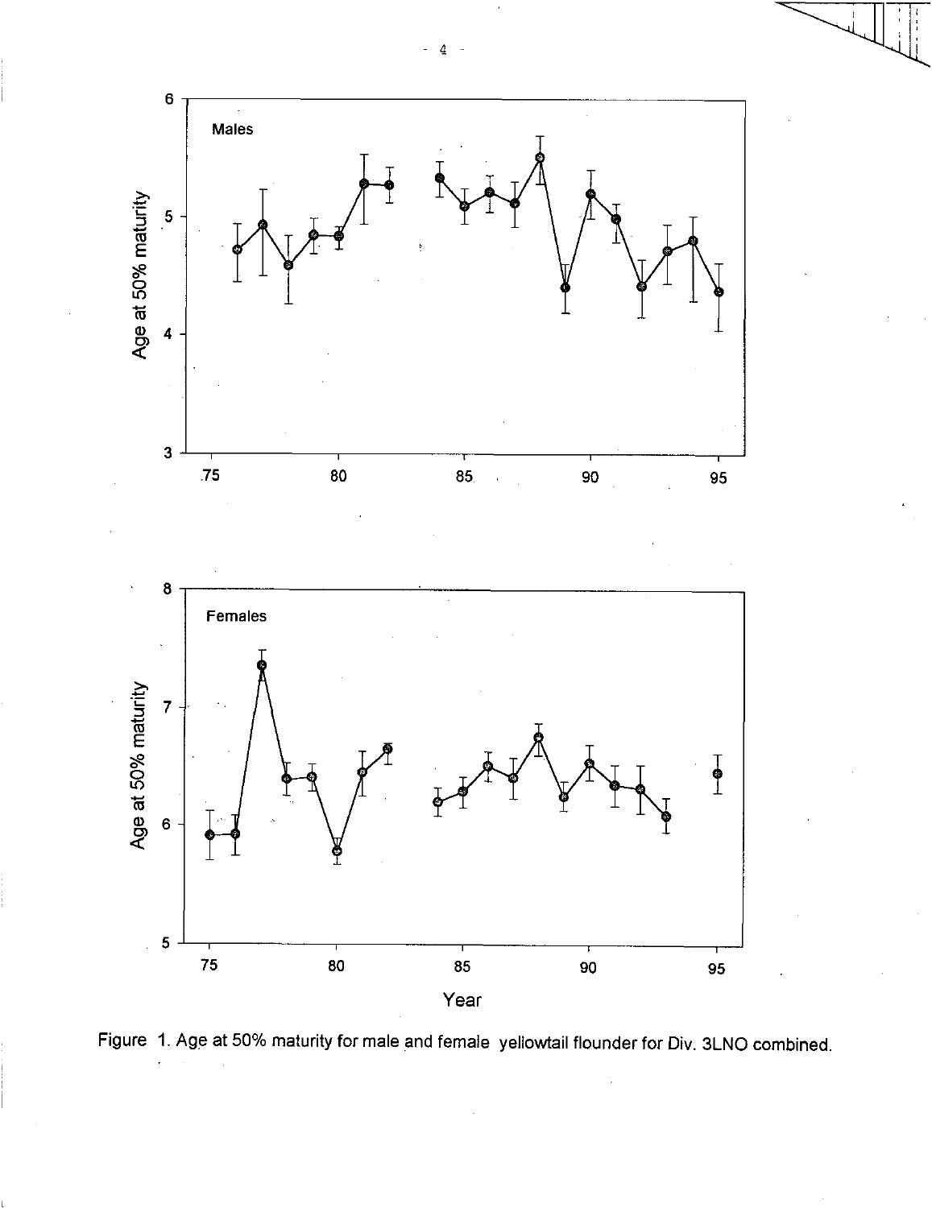Figure 1. Age at 50% maturity for male and female yellowtail flounder for Div. 3LNO combined.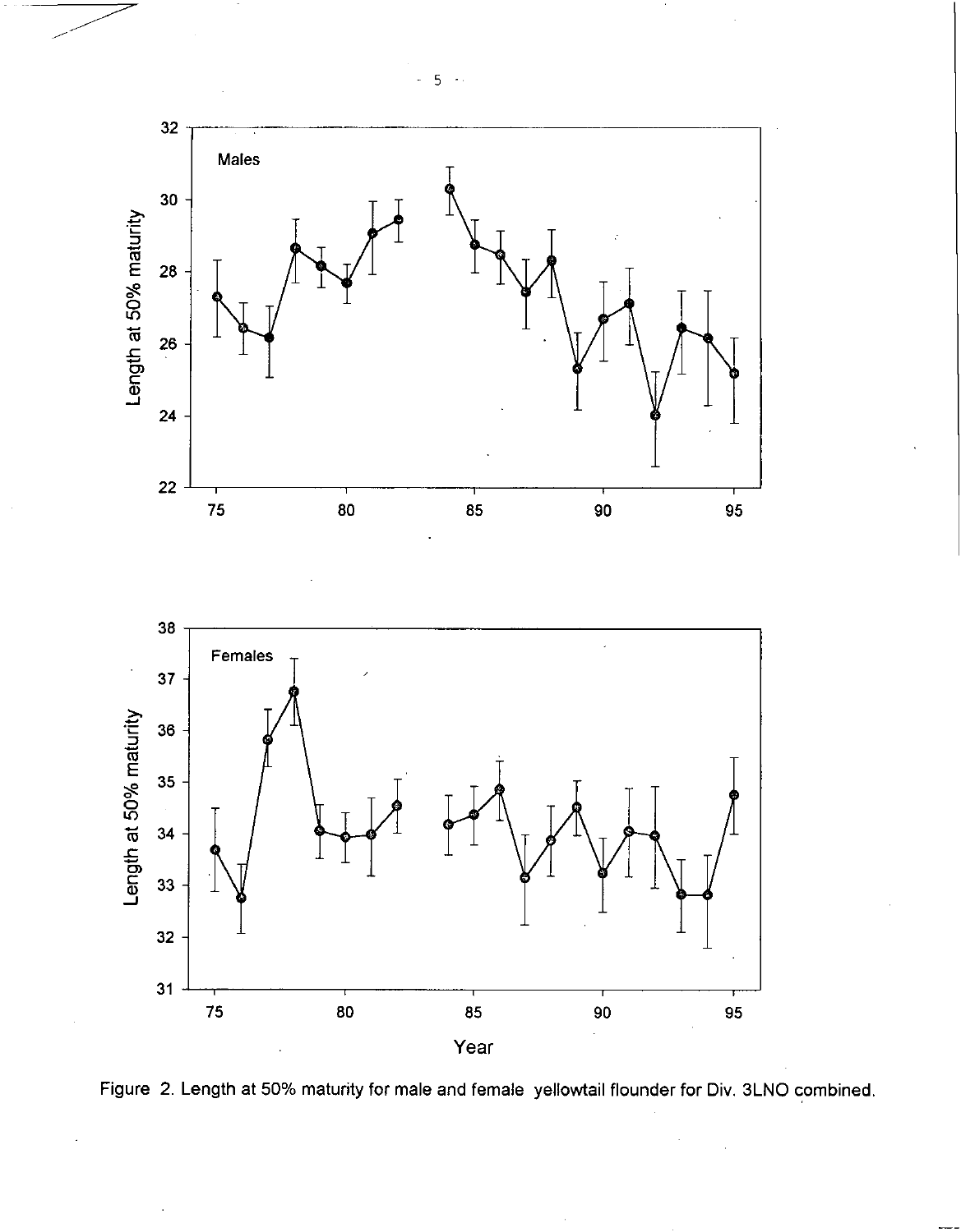Figure 2. Length at 50% maturity for male and female yellowtail flounder for Div. 3LNO combined.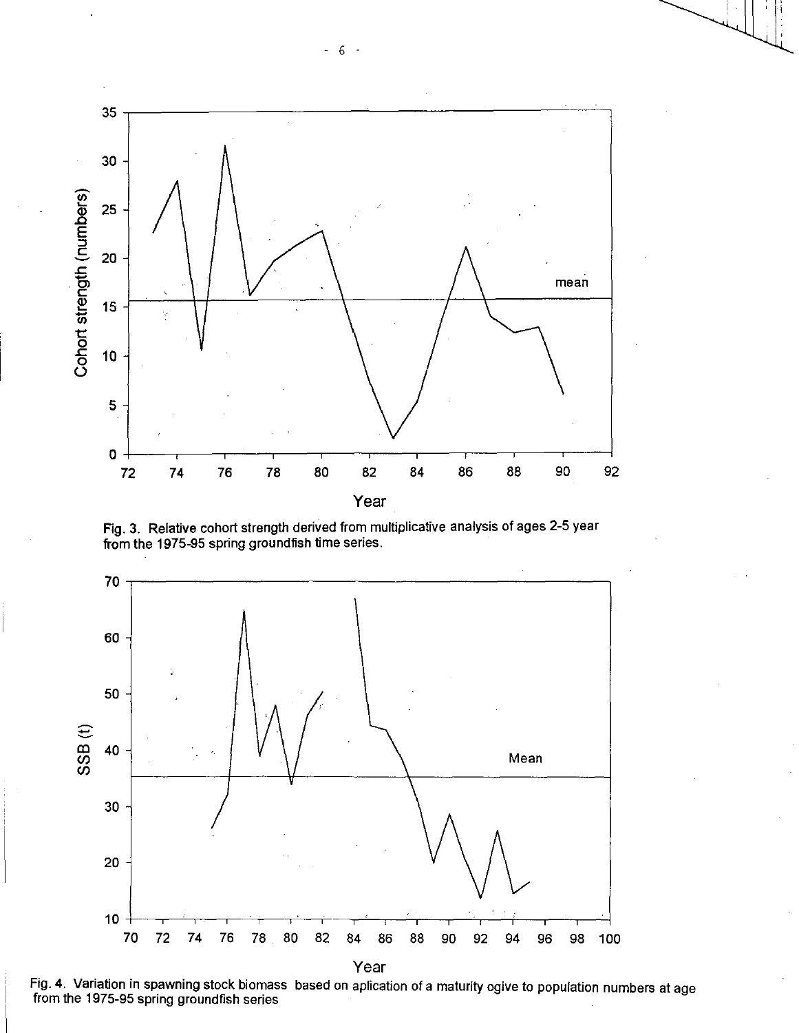Fig. 3. Relative cohort strength derived from multiplicative analysis of ages 2-5 year from the 1975-95 spring groundfish time series.

Fig. 4. Variation in spawning stock biomass based on aplication of a maturity ogive to population numbers at age from the 1975-95 spring groundfish series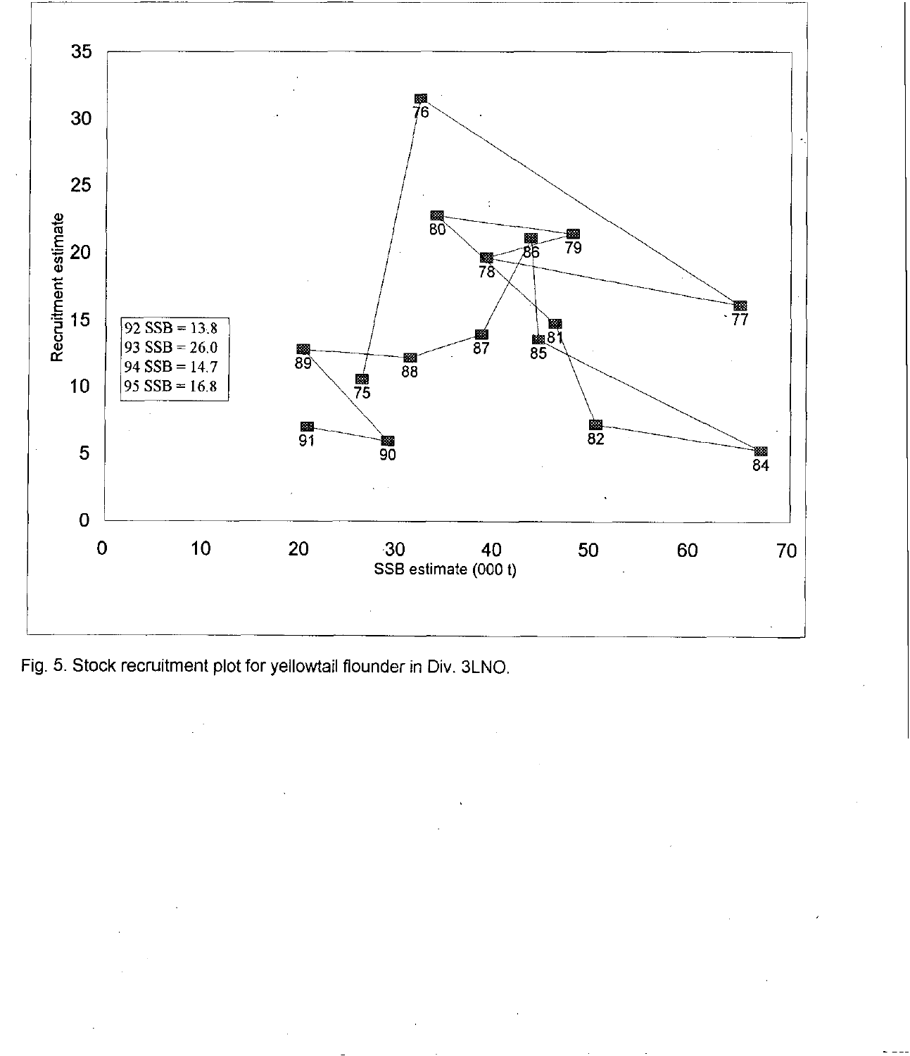Recruitment estimate

SSB estimate (000 t)

35
30
25
20
15
10
5
0

0 10 20 30 40 50 60 70

76
80
86
79
78
77
81
87
85
89
88
75
82
91
90
84

92 SSB = 13.8
93 SSB = 26.0
94 SSB = 14.7
95 SSB = 16.8

Fig. 5. Stock recruitment plot for yellowtail flounder in Div. 3LNO.